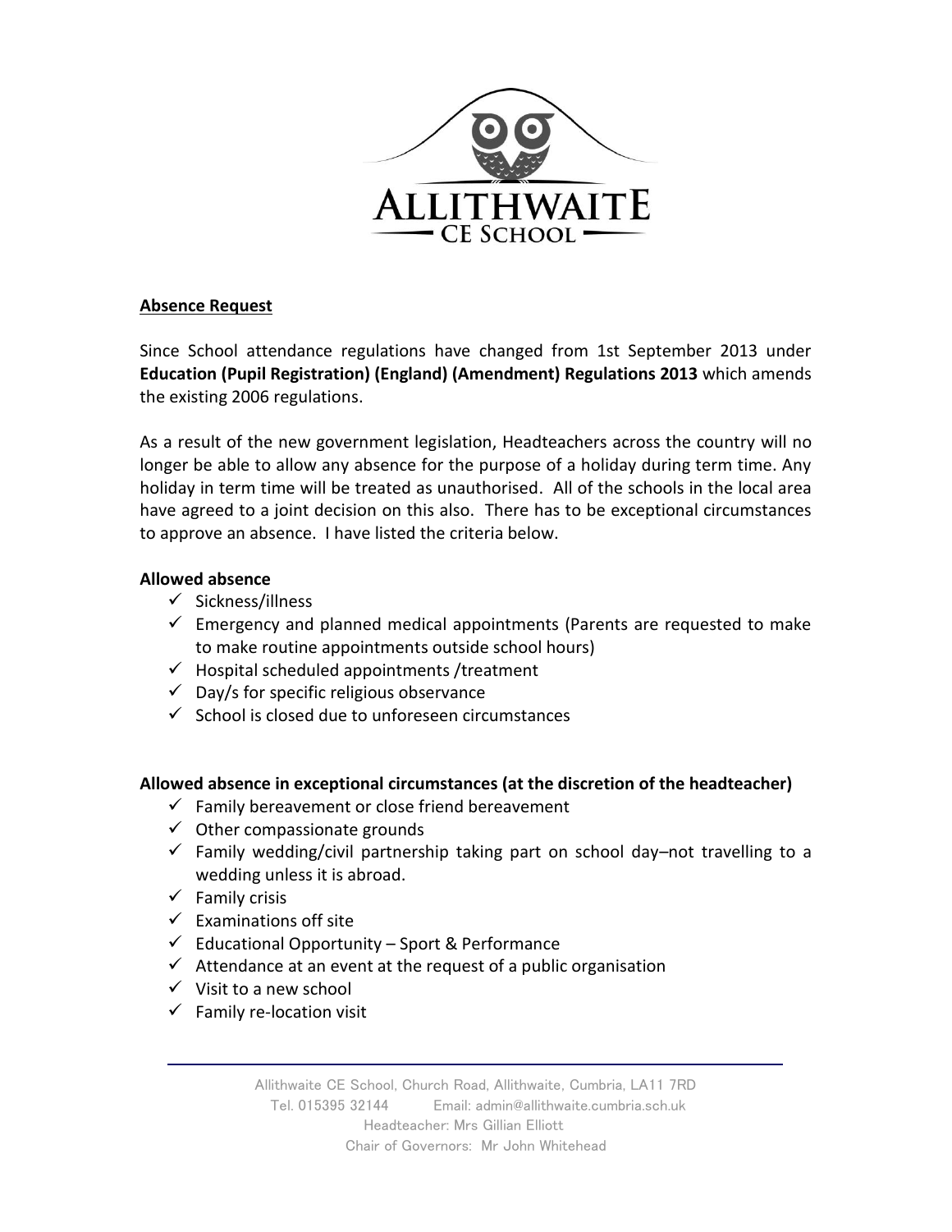## Absence Request

Since School attendance regulations have changed from 1st September 2013 under **Education (Pupil Registration) (England) (Amendment) Regulations 2013** which amends the existing 2006 regulations.

As a result of the new government legislation, Headteachers across the country will no longer be able to allow any absence for the purpose of a holiday during term time. Any holiday in term time will be treated as unauthorised. All of the schools in the local area have agreed to a joint decision on this also. There has to be exceptional circumstances to approve an absence. I have listed the criteria below.

**Allowed absence**

- ✓ Sickness/illness
- ✓ Emergency and planned medical appointments (Parents are requested to make to make routine appointments outside school hours)
- ✓ Hospital scheduled appointments /treatment
- ✓ Day/s for specific religious observance
- ✓ School is closed due to unforeseen circumstances

**Allowed absence in exceptional circumstances (at the discretion of the headteacher)**

- ✓ Family bereavement or close friend bereavement
- ✓ Other compassionate grounds
- ✓ Family wedding/civil partnership taking part on school day–not travelling to a wedding unless it is abroad.
- ✓ Family crisis
- ✓ Examinations off site
- ✓ Educational Opportunity – Sport & Performance
- ✓ Attendance at an event at the request of a public organisation
- ✓ Visit to a new school
- ✓ Family re-location visit

Allithwaite CE School, Church Road, Allithwaite, Cumbria, LA11 7RD
Tel. 015395 32144 Email: admin@allithwaite.cumbria.sch.uk
Headteacher: Mrs Gillian Elliott
Chair of Governors: Mr John Whitehead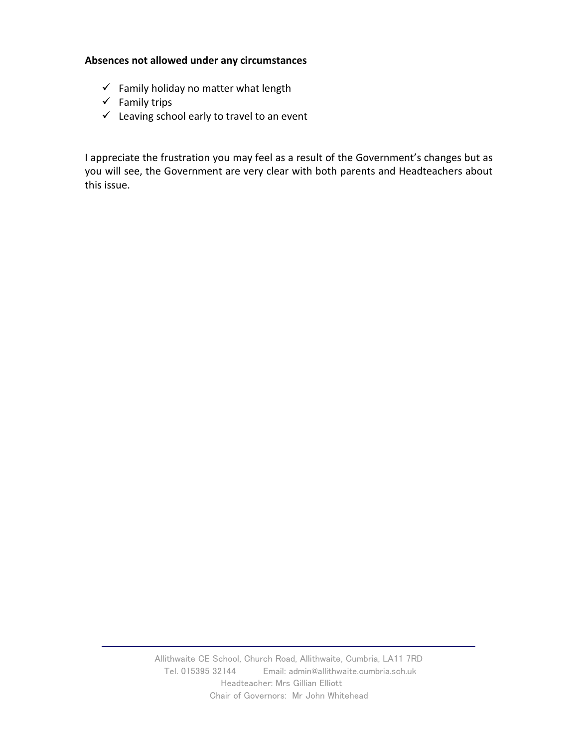**Absences not allowed under any circumstances**

- ✓ Family holiday no matter what length
- ✓ Family trips
- ✓ Leaving school early to travel to an event

I appreciate the frustration you may feel as a result of the Government's changes but as you will see, the Government are very clear with both parents and Headteachers about this issue.